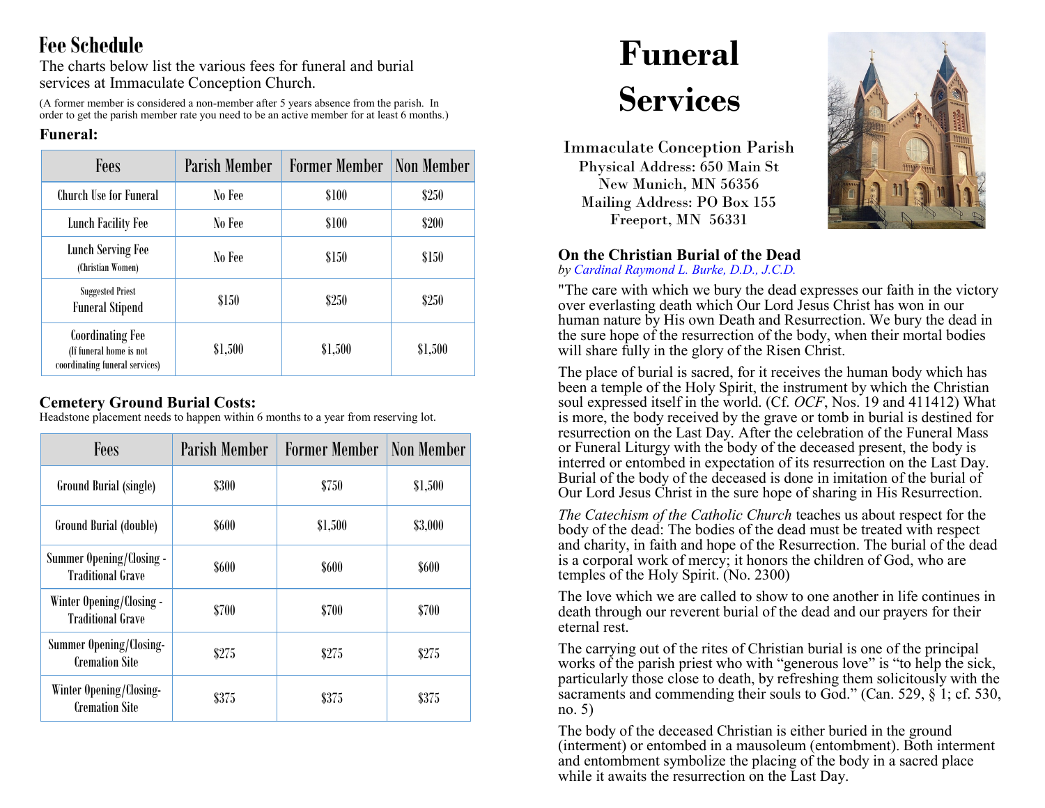## Fee Schedule

The charts below list the various fees for funeral and burial services at Immaculate Conception Church.

(A former member is considered a non-member after 5 years absence from the parish. In order to get the parish member rate you need to be an active member for at least 6 months.)

### Funeral:

| Fees | Parish Member | Former Member | Non Member |
|---|---|---|---|
| Church Use for Funeral | No Fee | $100 | $250 |
| Lunch Facility Fee | No Fee | $100 | $200 |
| Lunch Serving Fee (Christian Women) | No Fee | $150 | $150 |
| Suggested Priest Funeral Stipend | $150 | $250 | $250 |
| Coordinating Fee (If funeral home is not coordinating funeral services) | $1,500 | $1,500 | $1,500 |

### Cemetery Ground Burial Costs:

Headstone placement needs to happen within 6 months to a year from reserving lot.

| Fees | Parish Member | Former Member | Non Member |
|---|---|---|---|
| Ground Burial (single) | $300 | $750 | $1,500 |
| Ground Burial (double) | $600 | $1,500 | $3,000 |
| Summer Opening/Closing - Traditional Grave | $600 | $600 | $600 |
| Winter Opening/Closing - Traditional Grave | $700 | $700 | $700 |
| Summer Opening/Closing- Cremation Site | $275 | $275 | $275 |
| Winter Opening/Closing- Cremation Site | $375 | $375 | $375 |

# Funeral Services

Immaculate Conception Parish
Physical Address: 650 Main St
New Munich, MN 56356
Mailing Address: PO Box 155
Freeport, MN 56331

### On the Christian Burial of the Dead

*by Cardinal Raymond L. Burke, D.D., J.C.D.*

"The care with which we bury the dead expresses our faith in the victory over everlasting death which Our Lord Jesus Christ has won in our human nature by His own Death and Resurrection. We bury the dead in the sure hope of the resurrection of the body, when their mortal bodies will share fully in the glory of the Risen Christ.

The place of burial is sacred, for it receives the human body which has been a temple of the Holy Spirit, the instrument by which the Christian soul expressed itself in the world. (Cf. *OCF*, Nos. 19 and 411412) What is more, the body received by the grave or tomb in burial is destined for resurrection on the Last Day. After the celebration of the Funeral Mass or Funeral Liturgy with the body of the deceased present, the body is interred or entombed in expectation of its resurrection on the Last Day. Burial of the body of the deceased is done in imitation of the burial of Our Lord Jesus Christ in the sure hope of sharing in His Resurrection.

*The Catechism of the Catholic Church* teaches us about respect for the body of the dead: The bodies of the dead must be treated with respect and charity, in faith and hope of the Resurrection. The burial of the dead is a corporal work of mercy; it honors the children of God, who are temples of the Holy Spirit. (No. 2300)

The love which we are called to show to one another in life continues in death through our reverent burial of the dead and our prayers for their eternal rest.

The carrying out of the rites of Christian burial is one of the principal works of the parish priest who with "generous love" is "to help the sick, particularly those close to death, by refreshing them solicitously with the sacraments and commending their souls to God." (Can. 529, § 1; cf. 530, no. 5)

The body of the deceased Christian is either buried in the ground (interment) or entombed in a mausoleum (entombment). Both interment and entombment symbolize the placing of the body in a sacred place while it awaits the resurrection on the Last Day.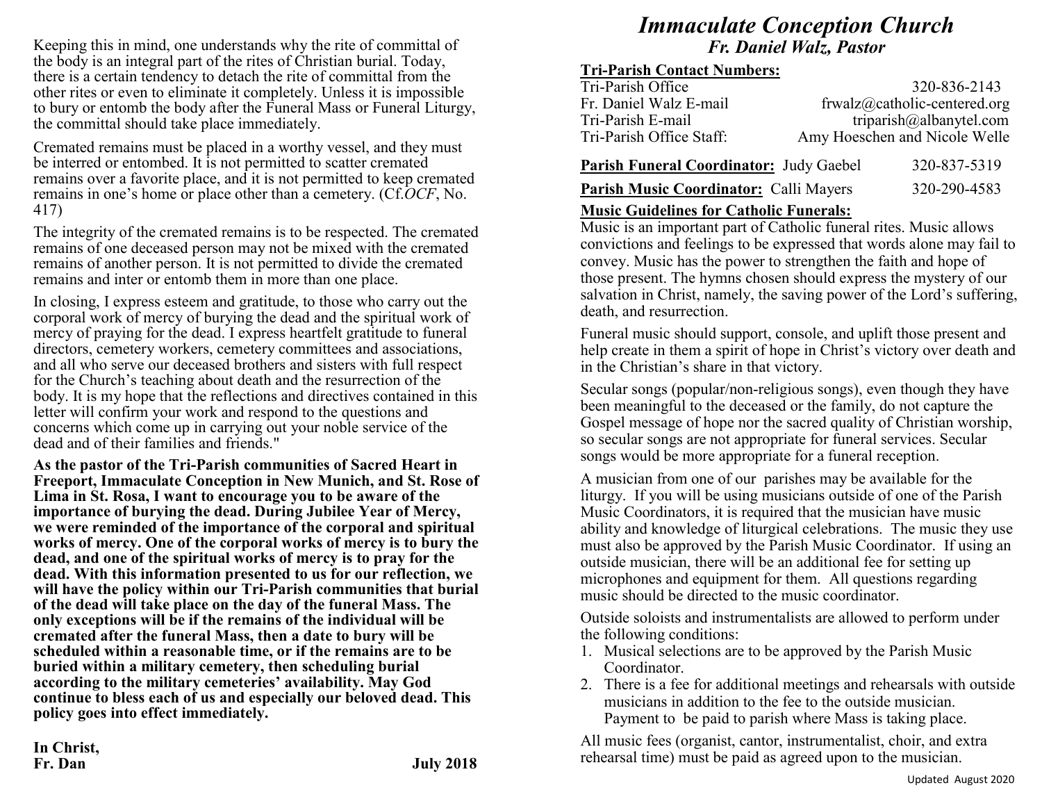Keeping this in mind, one understands why the rite of committal of the body is an integral part of the rites of Christian burial. Today, there is a certain tendency to detach the rite of committal from the other rites or even to eliminate it completely. Unless it is impossible to bury or entomb the body after the Funeral Mass or Funeral Liturgy, the committal should take place immediately.

Cremated remains must be placed in a worthy vessel, and they must be interred or entombed. It is not permitted to scatter cremated remains over a favorite place, and it is not permitted to keep cremated remains in one's home or place other than a cemetery. (Cf.*OCF*, No. 417)

The integrity of the cremated remains is to be respected. The cremated remains of one deceased person may not be mixed with the cremated remains of another person. It is not permitted to divide the cremated remains and inter or entomb them in more than one place.

In closing, I express esteem and gratitude, to those who carry out the corporal work of mercy of burying the dead and the spiritual work of mercy of praying for the dead. I express heartfelt gratitude to funeral directors, cemetery workers, cemetery committees and associations, and all who serve our deceased brothers and sisters with full respect for the Church's teaching about death and the resurrection of the body. It is my hope that the reflections and directives contained in this letter will confirm your work and respond to the questions and concerns which come up in carrying out your noble service of the dead and of their families and friends."

**As the pastor of the Tri-Parish communities of Sacred Heart in Freeport, Immaculate Conception in New Munich, and St. Rose of Lima in St. Rosa, I want to encourage you to be aware of the importance of burying the dead. During Jubilee Year of Mercy, we were reminded of the importance of the corporal and spiritual works of mercy. One of the corporal works of mercy is to bury the dead, and one of the spiritual works of mercy is to pray for the dead. With this information presented to us for our reflection, we will have the policy within our Tri-Parish communities that burial of the dead will take place on the day of the funeral Mass. The only exceptions will be if the remains of the individual will be cremated after the funeral Mass, then a date to bury will be scheduled within a reasonable time, or if the remains are to be buried within a military cemetery, then scheduling burial according to the military cemeteries' availability. May God continue to bless each of us and especially our beloved dead. This policy goes into effect immediately.**

**In Christ,**
**Fr. Dan** **July 2018**

# *Immaculate Conception Church*
## *Fr. Daniel Walz, Pastor*

**Tri-Parish Contact Numbers:**

| | |
|---|---|
| Tri-Parish Office | 320-836-2143 |
| Fr. Daniel Walz E-mail | frwalz@catholic-centered.org |
| Tri-Parish E-mail | triparish@albanytel.com |
| Tri-Parish Office Staff: | Amy Hoeschen and Nicole Welle |

**Parish Funeral Coordinator:** Judy Gaebel 320-837-5319

**Parish Music Coordinator:** Calli Mayers 320-290-4583

**Music Guidelines for Catholic Funerals:**

Music is an important part of Catholic funeral rites. Music allows convictions and feelings to be expressed that words alone may fail to convey. Music has the power to strengthen the faith and hope of those present. The hymns chosen should express the mystery of our salvation in Christ, namely, the saving power of the Lord's suffering, death, and resurrection.

Funeral music should support, console, and uplift those present and help create in them a spirit of hope in Christ's victory over death and in the Christian's share in that victory.

Secular songs (popular/non-religious songs), even though they have been meaningful to the deceased or the family, do not capture the Gospel message of hope nor the sacred quality of Christian worship, so secular songs are not appropriate for funeral services. Secular songs would be more appropriate for a funeral reception.

A musician from one of our parishes may be available for the liturgy. If you will be using musicians outside of one of the Parish Music Coordinators, it is required that the musician have music ability and knowledge of liturgical celebrations. The music they use must also be approved by the Parish Music Coordinator. If using an outside musician, there will be an additional fee for setting up microphones and equipment for them. All questions regarding music should be directed to the music coordinator.

Outside soloists and instrumentalists are allowed to perform under the following conditions:

1. Musical selections are to be approved by the Parish Music Coordinator.
2. There is a fee for additional meetings and rehearsals with outside musicians in addition to the fee to the outside musician. Payment to be paid to parish where Mass is taking place.

All music fees (organist, cantor, instrumentalist, choir, and extra rehearsal time) must be paid as agreed upon to the musician.

Updated August 2020